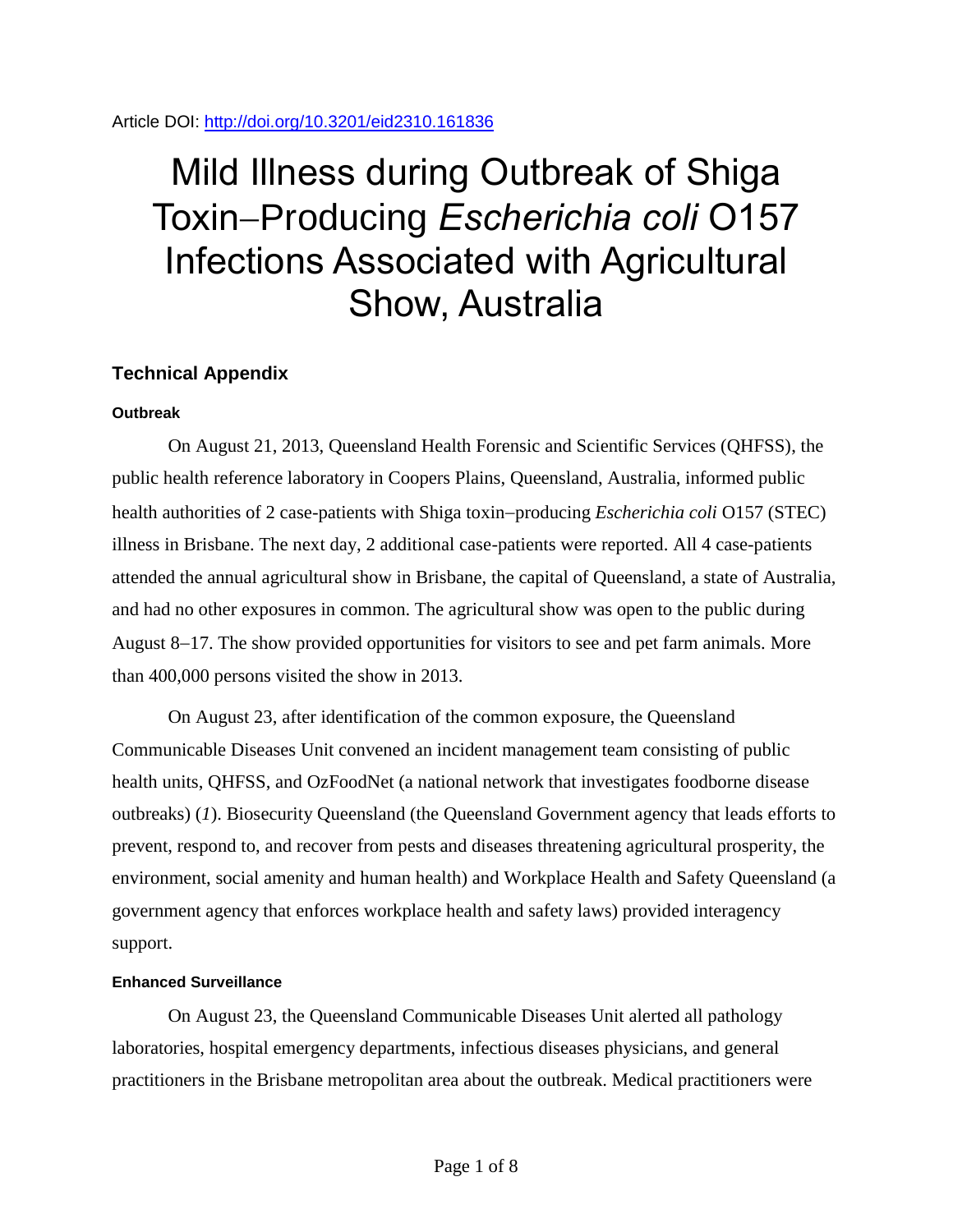Article DOI: http://doi.org/10.3201/eid2310.161836

# Mild Illness during Outbreak of Shiga Toxin−Producing *Escherichia coli* O157 Infections Associated with Agricultural Show, Australia

## Technical Appendix

### Outbreak

On August 21, 2013, Queensland Health Forensic and Scientific Services (QHFSS), the public health reference laboratory in Coopers Plains, Queensland, Australia, informed public health authorities of 2 case-patients with Shiga toxin−producing *Escherichia coli* O157 (STEC) illness in Brisbane. The next day, 2 additional case-patients were reported. All 4 case-patients attended the annual agricultural show in Brisbane, the capital of Queensland, a state of Australia, and had no other exposures in common. The agricultural show was open to the public during August 8−17. The show provided opportunities for visitors to see and pet farm animals. More than 400,000 persons visited the show in 2013.

On August 23, after identification of the common exposure, the Queensland Communicable Diseases Unit convened an incident management team consisting of public health units, QHFSS, and OzFoodNet (a national network that investigates foodborne disease outbreaks) (*1*). Biosecurity Queensland (the Queensland Government agency that leads efforts to prevent, respond to, and recover from pests and diseases threatening agricultural prosperity, the environment, social amenity and human health) and Workplace Health and Safety Queensland (a government agency that enforces workplace health and safety laws) provided interagency support.

### Enhanced Surveillance

On August 23, the Queensland Communicable Diseases Unit alerted all pathology laboratories, hospital emergency departments, infectious diseases physicians, and general practitioners in the Brisbane metropolitan area about the outbreak. Medical practitioners were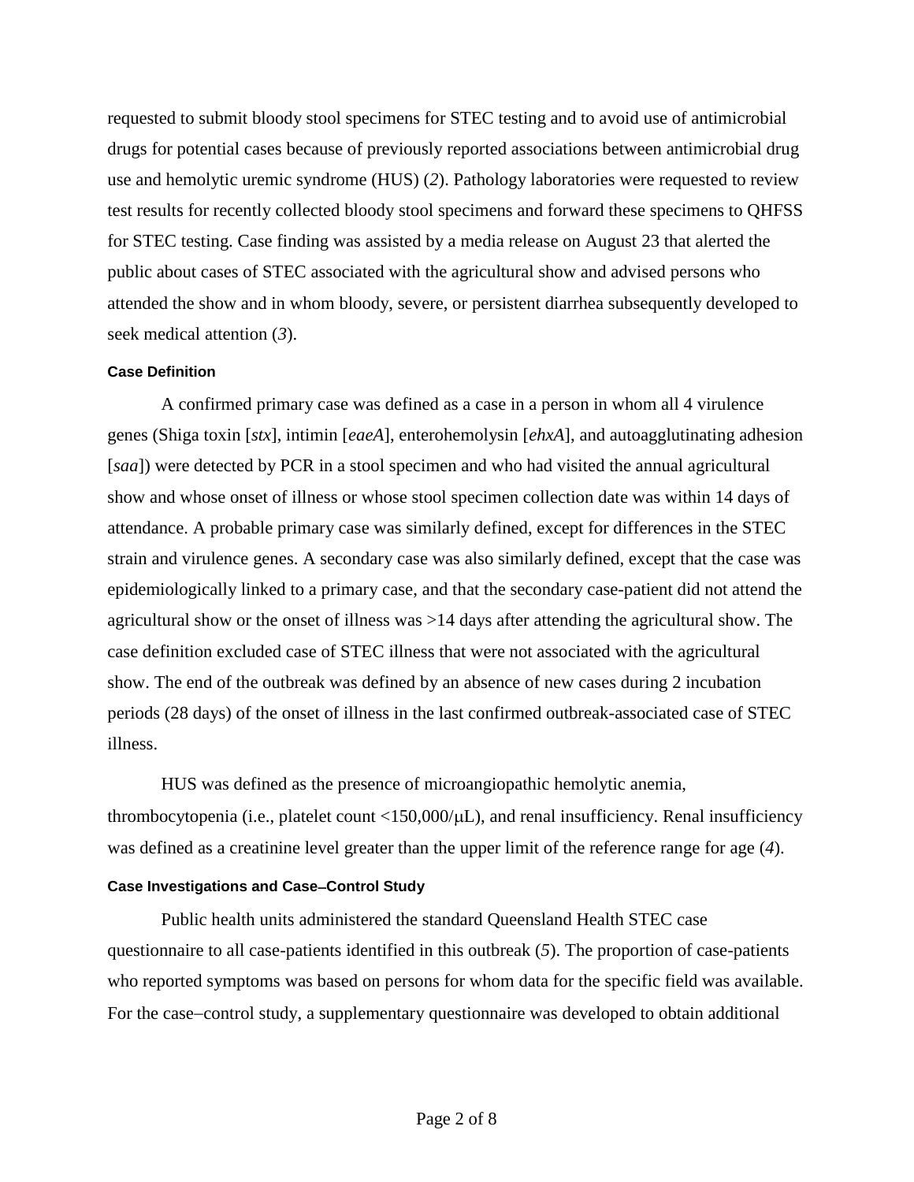requested to submit bloody stool specimens for STEC testing and to avoid use of antimicrobial drugs for potential cases because of previously reported associations between antimicrobial drug use and hemolytic uremic syndrome (HUS) (*2*). Pathology laboratories were requested to review test results for recently collected bloody stool specimens and forward these specimens to QHFSS for STEC testing. Case finding was assisted by a media release on August 23 that alerted the public about cases of STEC associated with the agricultural show and advised persons who attended the show and in whom bloody, severe, or persistent diarrhea subsequently developed to seek medical attention (*3*).

#### Case Definition

A confirmed primary case was defined as a case in a person in whom all 4 virulence genes (Shiga toxin [*stx*], intimin [*eaeA*], enterohemolysin [*ehxA*], and autoagglutinating adhesion [*saa*]) were detected by PCR in a stool specimen and who had visited the annual agricultural show and whose onset of illness or whose stool specimen collection date was within 14 days of attendance. A probable primary case was similarly defined, except for differences in the STEC strain and virulence genes. A secondary case was also similarly defined, except that the case was epidemiologically linked to a primary case, and that the secondary case-patient did not attend the agricultural show or the onset of illness was >14 days after attending the agricultural show. The case definition excluded case of STEC illness that were not associated with the agricultural show. The end of the outbreak was defined by an absence of new cases during 2 incubation periods (28 days) of the onset of illness in the last confirmed outbreak-associated case of STEC illness.

HUS was defined as the presence of microangiopathic hemolytic anemia, thrombocytopenia (i.e., platelet count <150,000/μL), and renal insufficiency. Renal insufficiency was defined as a creatinine level greater than the upper limit of the reference range for age (*4*).

#### Case Investigations and Case–Control Study

Public health units administered the standard Queensland Health STEC case questionnaire to all case-patients identified in this outbreak (*5*). The proportion of case-patients who reported symptoms was based on persons for whom data for the specific field was available. For the case−control study, a supplementary questionnaire was developed to obtain additional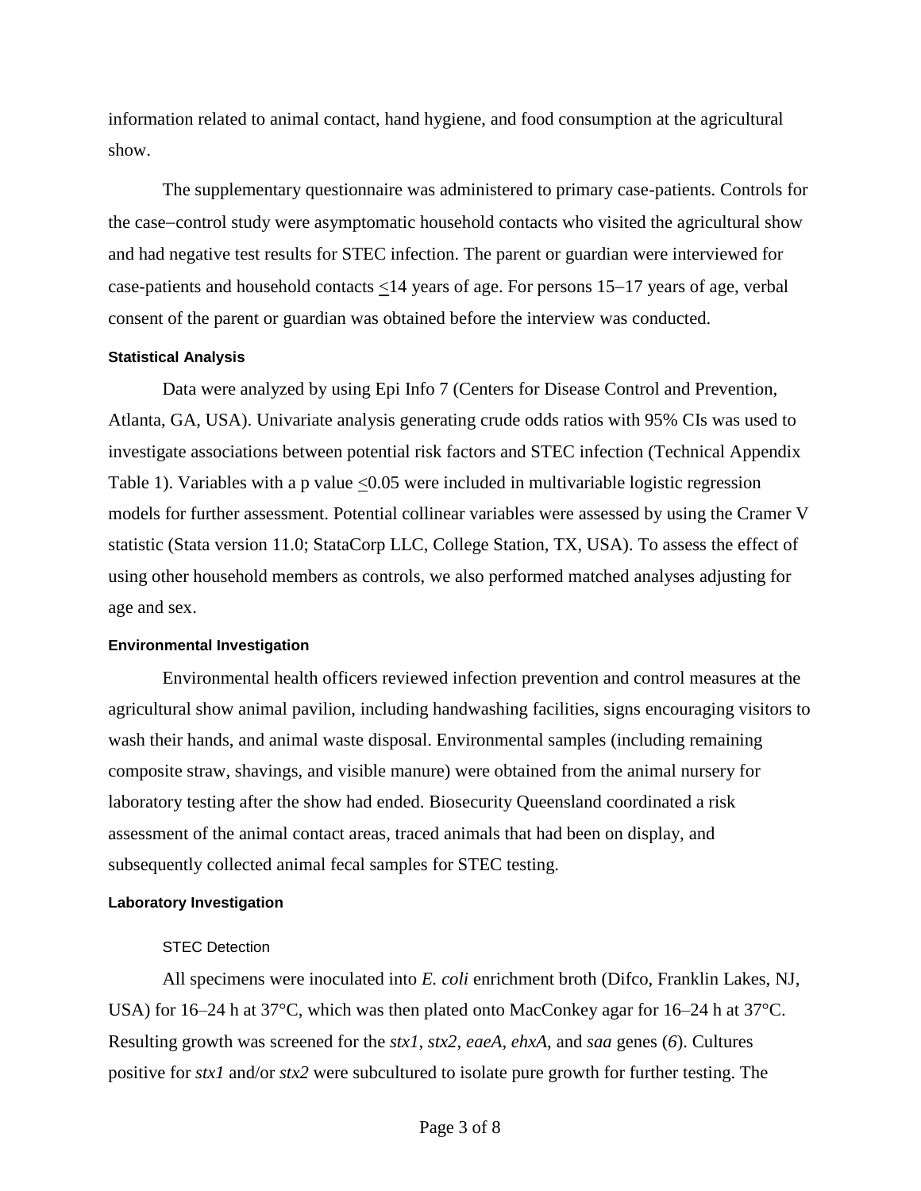information related to animal contact, hand hygiene, and food consumption at the agricultural show.

The supplementary questionnaire was administered to primary case-patients. Controls for the case−control study were asymptomatic household contacts who visited the agricultural show and had negative test results for STEC infection. The parent or guardian were interviewed for case-patients and household contacts ≤14 years of age. For persons 15–17 years of age, verbal consent of the parent or guardian was obtained before the interview was conducted.

### Statistical Analysis

Data were analyzed by using Epi Info 7 (Centers for Disease Control and Prevention, Atlanta, GA, USA). Univariate analysis generating crude odds ratios with 95% CIs was used to investigate associations between potential risk factors and STEC infection (Technical Appendix Table 1). Variables with a p value ≤0.05 were included in multivariable logistic regression models for further assessment. Potential collinear variables were assessed by using the Cramer V statistic (Stata version 11.0; StataCorp LLC, College Station, TX, USA). To assess the effect of using other household members as controls, we also performed matched analyses adjusting for age and sex.

### Environmental Investigation

Environmental health officers reviewed infection prevention and control measures at the agricultural show animal pavilion, including handwashing facilities, signs encouraging visitors to wash their hands, and animal waste disposal. Environmental samples (including remaining composite straw, shavings, and visible manure) were obtained from the animal nursery for laboratory testing after the show had ended. Biosecurity Queensland coordinated a risk assessment of the animal contact areas, traced animals that had been on display, and subsequently collected animal fecal samples for STEC testing.

### Laboratory Investigation

#### STEC Detection

All specimens were inoculated into *E. coli* enrichment broth (Difco, Franklin Lakes, NJ, USA) for 16–24 h at 37°C, which was then plated onto MacConkey agar for 16–24 h at 37°C. Resulting growth was screened for the *stx1*, *stx2*, *eaeA*, *ehxA*, and *saa* genes (*6*). Cultures positive for *stx1* and/or *stx2* were subcultured to isolate pure growth for further testing. The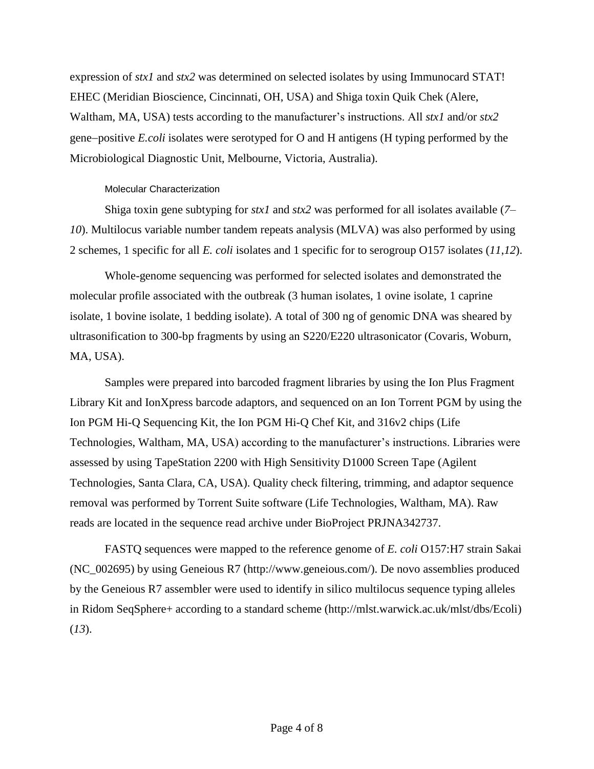expression of *stx1* and *stx2* was determined on selected isolates by using Immunocard STAT! EHEC (Meridian Bioscience, Cincinnati, OH, USA) and Shiga toxin Quik Chek (Alere, Waltham, MA, USA) tests according to the manufacturer's instructions. All *stx1* and/or *stx2* gene–positive *E.coli* isolates were serotyped for O and H antigens (H typing performed by the Microbiological Diagnostic Unit, Melbourne, Victoria, Australia).

### Molecular Characterization

Shiga toxin gene subtyping for *stx1* and *stx2* was performed for all isolates available (*7*–*10*). Multilocus variable number tandem repeats analysis (MLVA) was also performed by using 2 schemes, 1 specific for all *E. coli* isolates and 1 specific for to serogroup O157 isolates (*11*,*12*).

Whole-genome sequencing was performed for selected isolates and demonstrated the molecular profile associated with the outbreak (3 human isolates, 1 ovine isolate, 1 caprine isolate, 1 bovine isolate, 1 bedding isolate). A total of 300 ng of genomic DNA was sheared by ultrasonification to 300-bp fragments by using an S220/E220 ultrasonicator (Covaris, Woburn, MA, USA).

Samples were prepared into barcoded fragment libraries by using the Ion Plus Fragment Library Kit and IonXpress barcode adaptors, and sequenced on an Ion Torrent PGM by using the Ion PGM Hi-Q Sequencing Kit, the Ion PGM Hi-Q Chef Kit, and 316v2 chips (Life Technologies, Waltham, MA, USA) according to the manufacturer's instructions. Libraries were assessed by using TapeStation 2200 with High Sensitivity D1000 Screen Tape (Agilent Technologies, Santa Clara, CA, USA). Quality check filtering, trimming, and adaptor sequence removal was performed by Torrent Suite software (Life Technologies, Waltham, MA). Raw reads are located in the sequence read archive under BioProject PRJNA342737.

FASTQ sequences were mapped to the reference genome of *E. coli* O157:H7 strain Sakai (NC_002695) by using Geneious R7 (http://www.geneious.com/). De novo assemblies produced by the Geneious R7 assembler were used to identify in silico multilocus sequence typing alleles in Ridom SeqSphere+ according to a standard scheme (http://mlst.warwick.ac.uk/mlst/dbs/Ecoli) (*13*).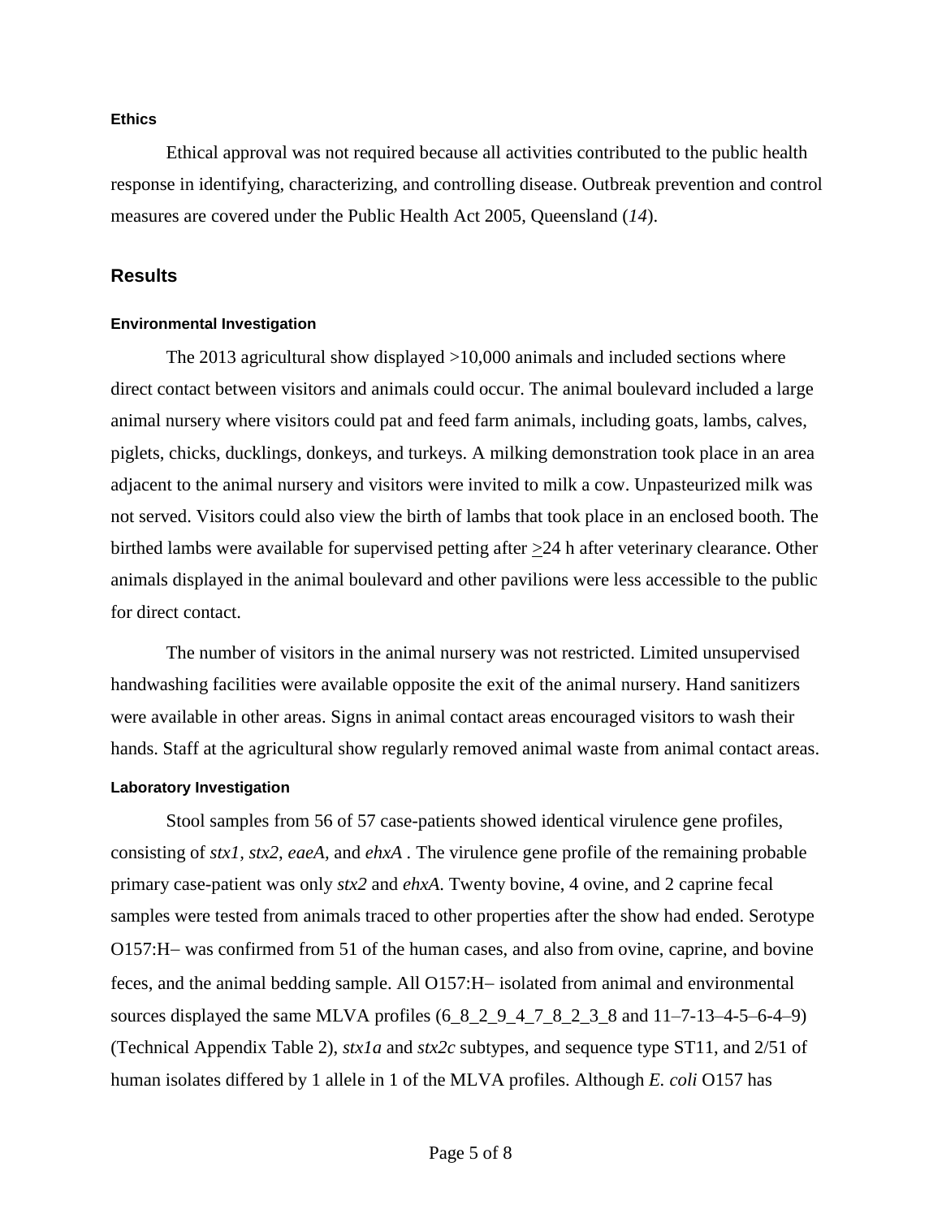#### Ethics

Ethical approval was not required because all activities contributed to the public health response in identifying, characterizing, and controlling disease. Outbreak prevention and control measures are covered under the Public Health Act 2005, Queensland (*14*).

## Results

#### Environmental Investigation

The 2013 agricultural show displayed >10,000 animals and included sections where direct contact between visitors and animals could occur. The animal boulevard included a large animal nursery where visitors could pat and feed farm animals, including goats, lambs, calves, piglets, chicks, ducklings, donkeys, and turkeys. A milking demonstration took place in an area adjacent to the animal nursery and visitors were invited to milk a cow. Unpasteurized milk was not served. Visitors could also view the birth of lambs that took place in an enclosed booth. The birthed lambs were available for supervised petting after ≥24 h after veterinary clearance. Other animals displayed in the animal boulevard and other pavilions were less accessible to the public for direct contact.

The number of visitors in the animal nursery was not restricted. Limited unsupervised handwashing facilities were available opposite the exit of the animal nursery. Hand sanitizers were available in other areas. Signs in animal contact areas encouraged visitors to wash their hands. Staff at the agricultural show regularly removed animal waste from animal contact areas.

#### Laboratory Investigation

Stool samples from 56 of 57 case-patients showed identical virulence gene profiles, consisting of *stx1*, *stx2*, *eaeA*, and *ehxA* . The virulence gene profile of the remaining probable primary case-patient was only *stx2* and *ehxA*. Twenty bovine, 4 ovine, and 2 caprine fecal samples were tested from animals traced to other properties after the show had ended. Serotype O157:H− was confirmed from 51 of the human cases, and also from ovine, caprine, and bovine feces, and the animal bedding sample. All O157:H− isolated from animal and environmental sources displayed the same MLVA profiles (6_8_2_9_4_7_8_2_3_8 and 11–7-13–4-5–6-4–9) (Technical Appendix Table 2), *stx1a* and *stx2c* subtypes, and sequence type ST11, and 2/51 of human isolates differed by 1 allele in 1 of the MLVA profiles. Although *E. coli* O157 has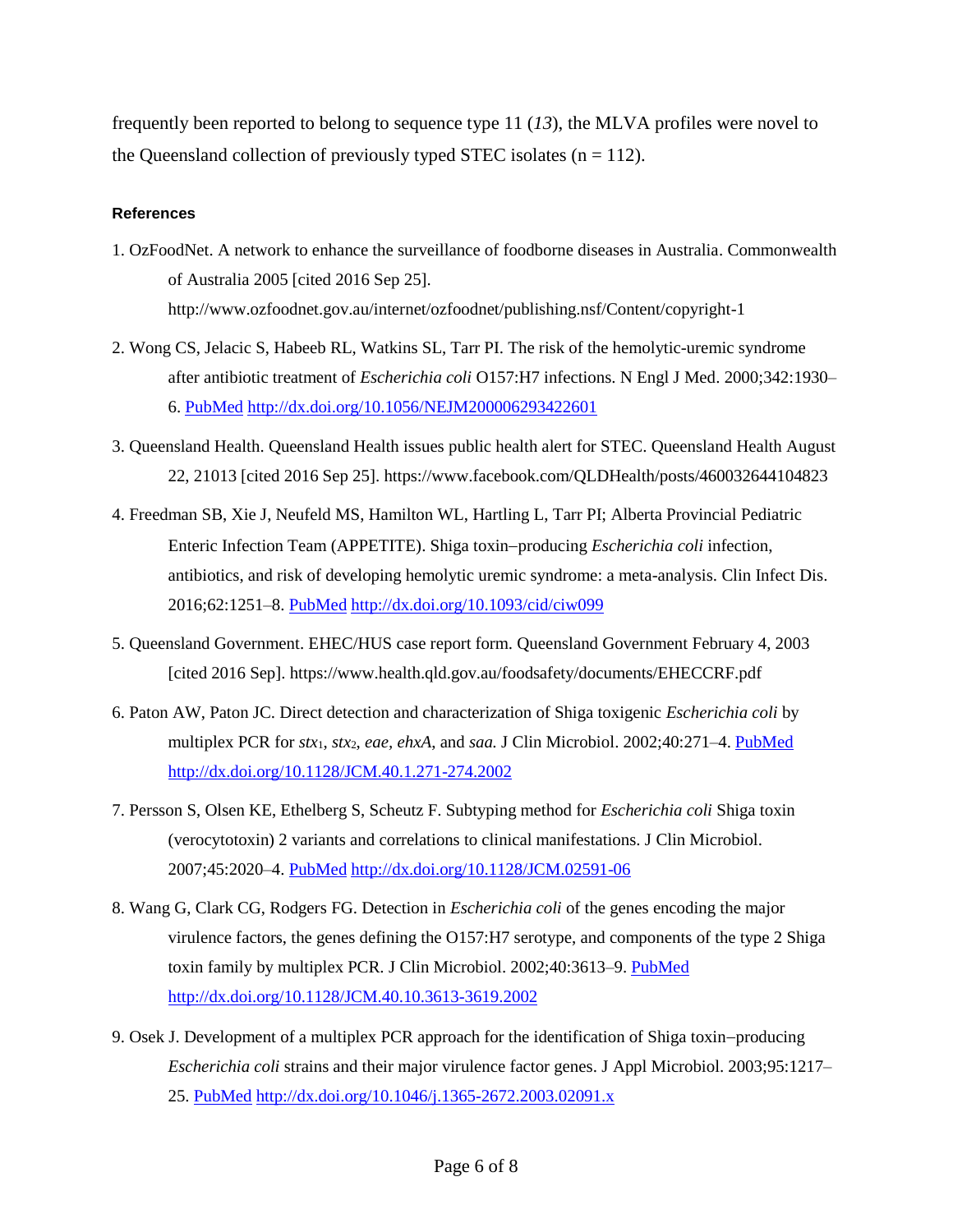frequently been reported to belong to sequence type 11 (*13*), the MLVA profiles were novel to the Queensland collection of previously typed STEC isolates (n = 112).

### References

1. OzFoodNet. A network to enhance the surveillance of foodborne diseases in Australia. Commonwealth of Australia 2005 [cited 2016 Sep 25]. http://www.ozfoodnet.gov.au/internet/ozfoodnet/publishing.nsf/Content/copyright-1
2. Wong CS, Jelacic S, Habeeb RL, Watkins SL, Tarr PI. The risk of the hemolytic-uremic syndrome after antibiotic treatment of *Escherichia coli* O157:H7 infections. N Engl J Med. 2000;342:1930–6. PubMed http://dx.doi.org/10.1056/NEJM200006293422601
3. Queensland Health. Queensland Health issues public health alert for STEC. Queensland Health August 22, 21013 [cited 2016 Sep 25]. https://www.facebook.com/QLDHealth/posts/460032644104823
4. Freedman SB, Xie J, Neufeld MS, Hamilton WL, Hartling L, Tarr PI; Alberta Provincial Pediatric Enteric Infection Team (APPETITE). Shiga toxin–producing *Escherichia coli* infection, antibiotics, and risk of developing hemolytic uremic syndrome: a meta-analysis. Clin Infect Dis. 2016;62:1251–8. PubMed http://dx.doi.org/10.1093/cid/ciw099
5. Queensland Government. EHEC/HUS case report form. Queensland Government February 4, 2003 [cited 2016 Sep]. https://www.health.qld.gov.au/foodsafety/documents/EHECCRF.pdf
6. Paton AW, Paton JC. Direct detection and characterization of Shiga toxigenic *Escherichia coli* by multiplex PCR for *stx*$_1$, *stx*$_2$, *eae*, *ehxA*, and *saa.* J Clin Microbiol. 2002;40:271–4. PubMed http://dx.doi.org/10.1128/JCM.40.1.271-274.2002
7. Persson S, Olsen KE, Ethelberg S, Scheutz F. Subtyping method for *Escherichia coli* Shiga toxin (verocytotoxin) 2 variants and correlations to clinical manifestations. J Clin Microbiol. 2007;45:2020–4. PubMed http://dx.doi.org/10.1128/JCM.02591-06
8. Wang G, Clark CG, Rodgers FG. Detection in *Escherichia coli* of the genes encoding the major virulence factors, the genes defining the O157:H7 serotype, and components of the type 2 Shiga toxin family by multiplex PCR. J Clin Microbiol. 2002;40:3613–9. PubMed http://dx.doi.org/10.1128/JCM.40.10.3613-3619.2002
9. Osek J. Development of a multiplex PCR approach for the identification of Shiga toxin–producing *Escherichia coli* strains and their major virulence factor genes. J Appl Microbiol. 2003;95:1217–25. PubMed http://dx.doi.org/10.1046/j.1365-2672.2003.02091.x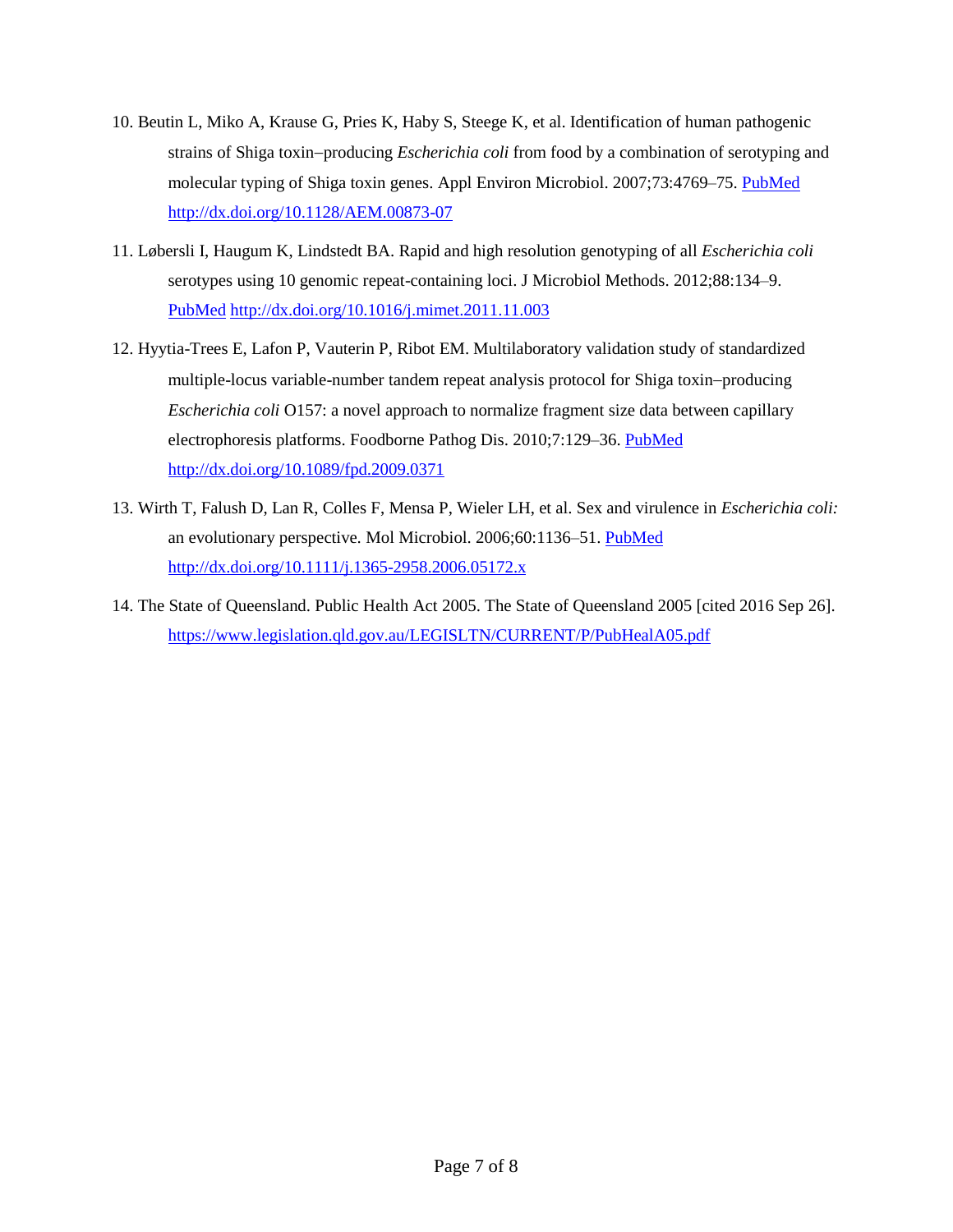10. Beutin L, Miko A, Krause G, Pries K, Haby S, Steege K, et al. Identification of human pathogenic strains of Shiga toxin–producing *Escherichia coli* from food by a combination of serotyping and molecular typing of Shiga toxin genes. Appl Environ Microbiol. 2007;73:4769–75. PubMed http://dx.doi.org/10.1128/AEM.00873-07

11. Løbersli I, Haugum K, Lindstedt BA. Rapid and high resolution genotyping of all *Escherichia coli* serotypes using 10 genomic repeat-containing loci. J Microbiol Methods. 2012;88:134–9. PubMed http://dx.doi.org/10.1016/j.mimet.2011.11.003

12. Hyytia-Trees E, Lafon P, Vauterin P, Ribot EM. Multilaboratory validation study of standardized multiple-locus variable-number tandem repeat analysis protocol for Shiga toxin–producing *Escherichia coli* O157: a novel approach to normalize fragment size data between capillary electrophoresis platforms. Foodborne Pathog Dis. 2010;7:129–36. PubMed http://dx.doi.org/10.1089/fpd.2009.0371

13. Wirth T, Falush D, Lan R, Colles F, Mensa P, Wieler LH, et al. Sex and virulence in *Escherichia coli:* an evolutionary perspective. Mol Microbiol. 2006;60:1136–51. PubMed http://dx.doi.org/10.1111/j.1365-2958.2006.05172.x

14. The State of Queensland. Public Health Act 2005. The State of Queensland 2005 [cited 2016 Sep 26]. https://www.legislation.qld.gov.au/LEGISLTN/CURRENT/P/PubHealA05.pdf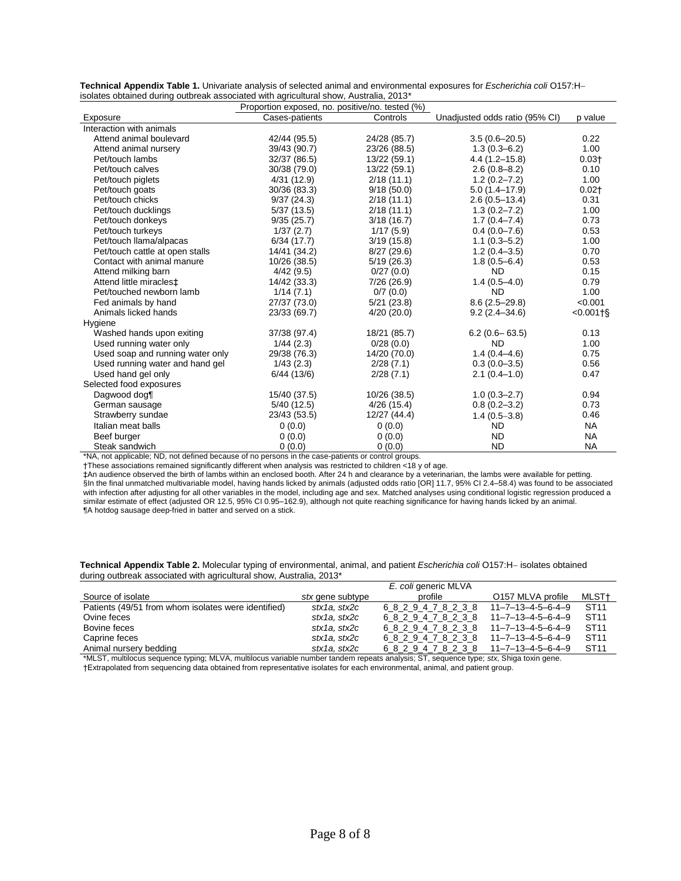**Technical Appendix Table 1.** Univariate analysis of selected animal and environmental exposures for *Escherichia coli* O157:H− isolates obtained during outbreak associated with agricultural show, Australia, 2013*

| Exposure | Proportion exposed, no. positive/no. tested (%) | | Unadjusted odds ratio (95% CI) | p value |
|---|---|---|---|---|
| | Cases-patients | Controls | | |
| Interaction with animals | | | | |
| Attend animal boulevard | 42/44 (95.5) | 24/28 (85.7) | 3.5 (0.6–20.5) | 0.22 |
| Attend animal nursery | 39/43 (90.7) | 23/26 (88.5) | 1.3 (0.3–6.2) | 1.00 |
| Pet/touch lambs | 32/37 (86.5) | 13/22 (59.1) | 4.4 (1.2–15.8) | 0.03† |
| Pet/touch calves | 30/38 (79.0) | 13/22 (59.1) | 2.6 (0.8–8.2) | 0.10 |
| Pet/touch piglets | 4/31 (12.9) | 2/18 (11.1) | 1.2 (0.2–7.2) | 1.00 |
| Pet/touch goats | 30/36 (83.3) | 9/18 (50.0) | 5.0 (1.4–17.9) | 0.02† |
| Pet/touch chicks | 9/37 (24.3) | 2/18 (11.1) | 2.6 (0.5–13.4) | 0.31 |
| Pet/touch ducklings | 5/37 (13.5) | 2/18 (11.1) | 1.3 (0.2–7.2) | 1.00 |
| Pet/touch donkeys | 9/35 (25.7) | 3/18 (16.7) | 1.7 (0.4–7.4) | 0.73 |
| Pet/touch turkeys | 1/37 (2.7) | 1/17 (5.9) | 0.4 (0.0–7.6) | 0.53 |
| Pet/touch llama/alpacas | 6/34 (17.7) | 3/19 (15.8) | 1.1 (0.3–5.2) | 1.00 |
| Pet/touch cattle at open stalls | 14/41 (34.2) | 8/27 (29.6) | 1.2 (0.4–3.5) | 0.70 |
| Contact with animal manure | 10/26 (38.5) | 5/19 (26.3) | 1.8 (0.5–6.4) | 0.53 |
| Attend milking barn | 4/42 (9.5) | 0/27 (0.0) | ND | 0.15 |
| Attend little miracles‡ | 14/42 (33.3) | 7/26 (26.9) | 1.4 (0.5–4.0) | 0.79 |
| Pet/touched newborn lamb | 1/14 (7.1) | 0/7 (0.0) | ND | 1.00 |
| Fed animals by hand | 27/37 (73.0) | 5/21 (23.8) | 8.6 (2.5–29.8) | <0.001 |
| Animals licked hands | 23/33 (69.7) | 4/20 (20.0) | 9.2 (2.4–34.6) | <0.001†§ |
| Hygiene | | | | |
| Washed hands upon exiting | 37/38 (97.4) | 18/21 (85.7) | 6.2 (0.6– 63.5) | 0.13 |
| Used running water only | 1/44 (2.3) | 0/28 (0.0) | ND | 1.00 |
| Used soap and running water only | 29/38 (76.3) | 14/20 (70.0) | 1.4 (0.4–4.6) | 0.75 |
| Used running water and hand gel | 1/43 (2.3) | 2/28 (7.1) | 0.3 (0.0–3.5) | 0.56 |
| Used hand gel only | 6/44 (13/6) | 2/28 (7.1) | 2.1 (0.4–1.0) | 0.47 |
| Selected food exposures | | | | |
| Dagwood dog¶ | 15/40 (37.5) | 10/26 (38.5) | 1.0 (0.3–2.7) | 0.94 |
| German sausage | 5/40 (12.5) | 4/26 (15.4) | 0.8 (0.2–3.2) | 0.73 |
| Strawberry sundae | 23/43 (53.5) | 12/27 (44.4) | 1.4 (0.5–3.8) | 0.46 |
| Italian meat balls | 0 (0.0) | 0 (0.0) | ND | NA |
| Beef burger | 0 (0.0) | 0 (0.0) | ND | NA |
| Steak sandwich | 0 (0.0) | 0 (0.0) | ND | NA |

*NA, not applicable; ND, not defined because of no persons in the case-patients or control groups.
†These associations remained significantly different when analysis was restricted to children <18 y of age.
‡An audience observed the birth of lambs within an enclosed booth. After 24 h and clearance by a veterinarian, the lambs were available for petting.
§In the final unmatched multivariable model, having hands licked by animals (adjusted odds ratio [OR] 11.7, 95% CI 2.4–58.4) was found to be associated with infection after adjusting for all other variables in the model, including age and sex. Matched analyses using conditional logistic regression produced a similar estimate of effect (adjusted OR 12.5, 95% CI 0.95–162.9), although not quite reaching significance for having hands licked by an animal.
¶A hotdog sausage deep-fried in batter and served on a stick.

**Technical Appendix Table 2.** Molecular typing of environmental, animal, and patient *Escherichia coli* O157:H− isolates obtained during outbreak associated with agricultural show, Australia, 2013*

| Source of isolate | *stx* gene subtype | *E. coli* generic MLVA profile | O157 MLVA profile | MLST† |
|---|---|---|---|---|
| Patients (49/51 from whom isolates were identified) | *stx1a, stx2c* | 6_8_2_9_4_7_8_2_3_8 | 11–7–13–4-5–6-4–9 | ST11 |
| Ovine feces | *stx1a, stx2c* | 6_8_2_9_4_7_8_2_3_8 | 11–7–13–4-5–6-4–9 | ST11 |
| Bovine feces | *stx1a, stx2c* | 6_8_2_9_4_7_8_2_3_8 | 11–7–13–4-5–6-4–9 | ST11 |
| Caprine feces | *stx1a, stx2c* | 6_8_2_9_4_7_8_2_3_8 | 11–7–13–4-5–6-4–9 | ST11 |
| Animal nursery bedding | *stx1a, stx2c* | 6_8_2_9_4_7_8_2_3_8 | 11–7–13–4-5–6-4–9 | ST11 |

*MLST, multilocus sequence typing; MLVA, multilocus variable number tandem repeats analysis; ST, sequence type; *stx*, Shiga toxin gene.
†Extrapolated from sequencing data obtained from representative isolates for each environmental, animal, and patient group.